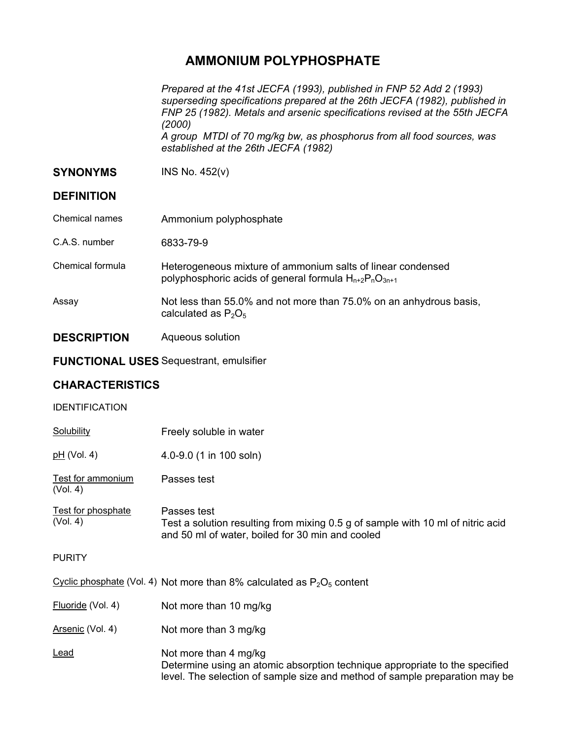# AMMONIUM POLYPHOSPHATE

*Prepared at the 41st JECFA (1993), published in FNP 52 Add 2 (1993) superseding specifications prepared at the 26th JECFA (1982), published in FNP 25 (1982). Metals and arsenic specifications revised at the 55th JECFA (2000)*
*A group MTDI of 70 mg/kg bw, as phosphorus from all food sources, was established at the 26th JECFA (1982)*

## SYNONYMS

INS No. 452(v)

## DEFINITION

**Chemical names:** Ammonium polyphosphate

**C.A.S. number:** 6833-79-9

**Chemical formula:** Heterogeneous mixture of ammonium salts of linear condensed polyphosphoric acids of general formula $H_{n+2}P_nO_{3n+1}$

**Assay:** Not less than 55.0% and not more than 75.0% on an anhydrous basis, calculated as $P_2O_5$

## DESCRIPTION

Aqueous solution

## FUNCTIONAL USES

Sequestrant, emulsifier

## CHARACTERISTICS

### IDENTIFICATION

**Solubility:** Freely soluble in water

**pH (Vol. 4):** 4.0-9.0 (1 in 100 soln)

**Test for ammonium (Vol. 4):** Passes test

**Test for phosphate (Vol. 4):** Passes test
Test a solution resulting from mixing 0.5 g of sample with 10 ml of nitric acid and 50 ml of water, boiled for 30 min and cooled

### PURITY

**Cyclic phosphate (Vol. 4):** Not more than 8% calculated as $P_2O_5$ content

**Fluoride (Vol. 4):** Not more than 10 mg/kg

**Arsenic (Vol. 4):** Not more than 3 mg/kg

**Lead:** Not more than 4 mg/kg
Determine using an atomic absorption technique appropriate to the specified level. The selection of sample size and method of sample preparation may be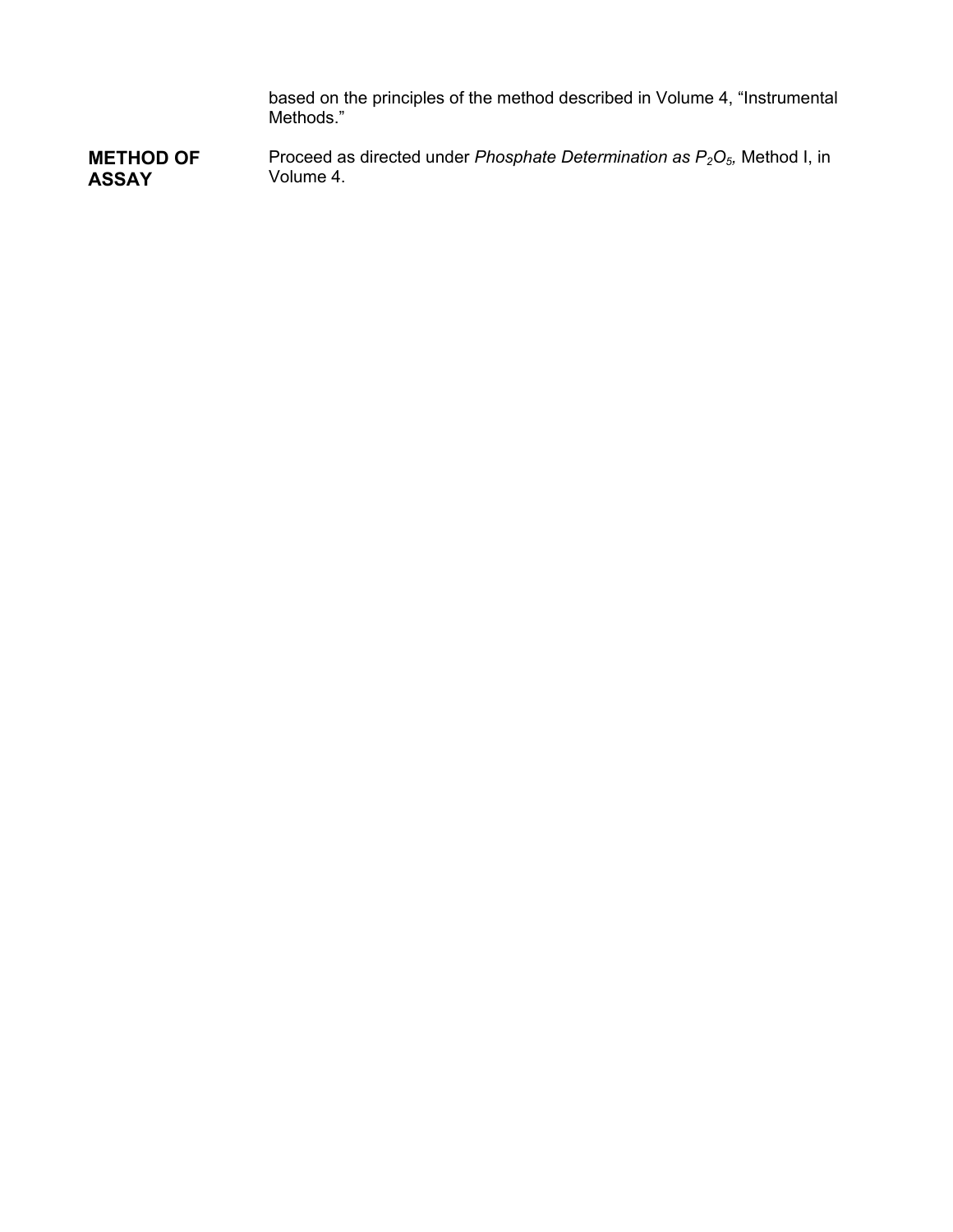based on the principles of the method described in Volume 4, “Instrumental Methods.”

**METHOD OF ASSAY**

Proceed as directed under *Phosphate Determination as* $P_2O_5$, Method I, in Volume 4.